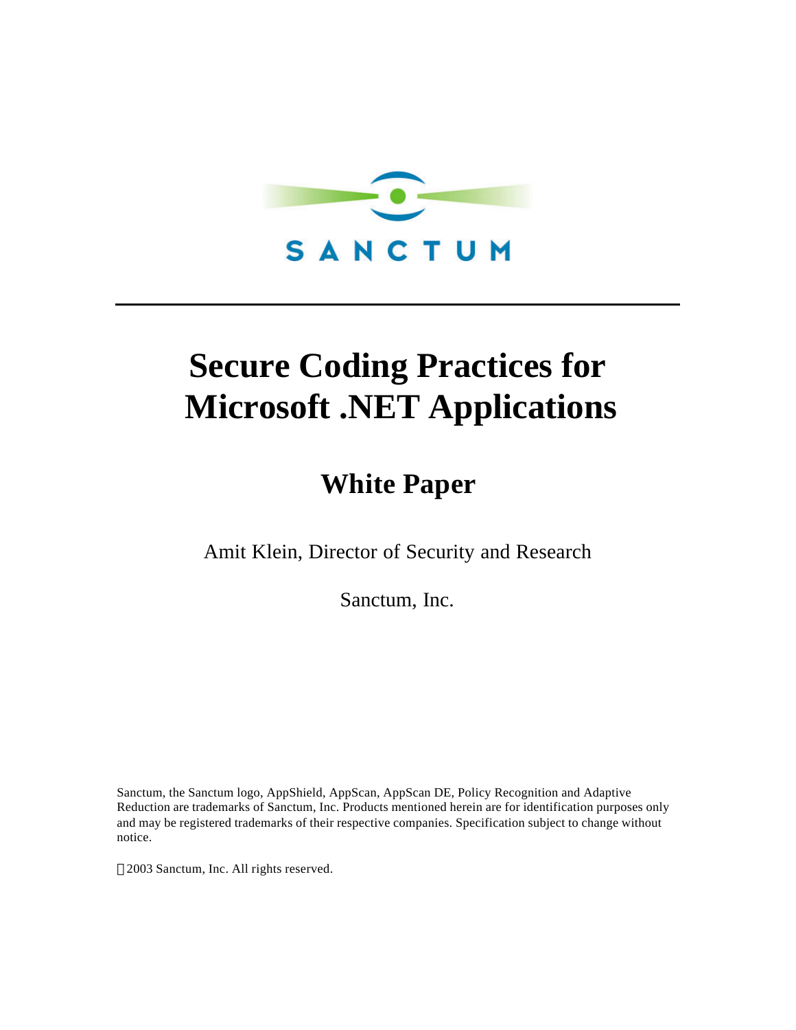SANCTUM

# Secure Coding Practices for Microsoft .NET Applications

## White Paper

Amit Klein, Director of Security and Research

Sanctum, Inc.

Sanctum, the Sanctum logo, AppShield, AppScan, AppScan DE, Policy Recognition and Adaptive Reduction are trademarks of Sanctum, Inc. Products mentioned herein are for identification purposes only and may be registered trademarks of their respective companies. Specification subject to change without notice.

©2003 Sanctum, Inc. All rights reserved.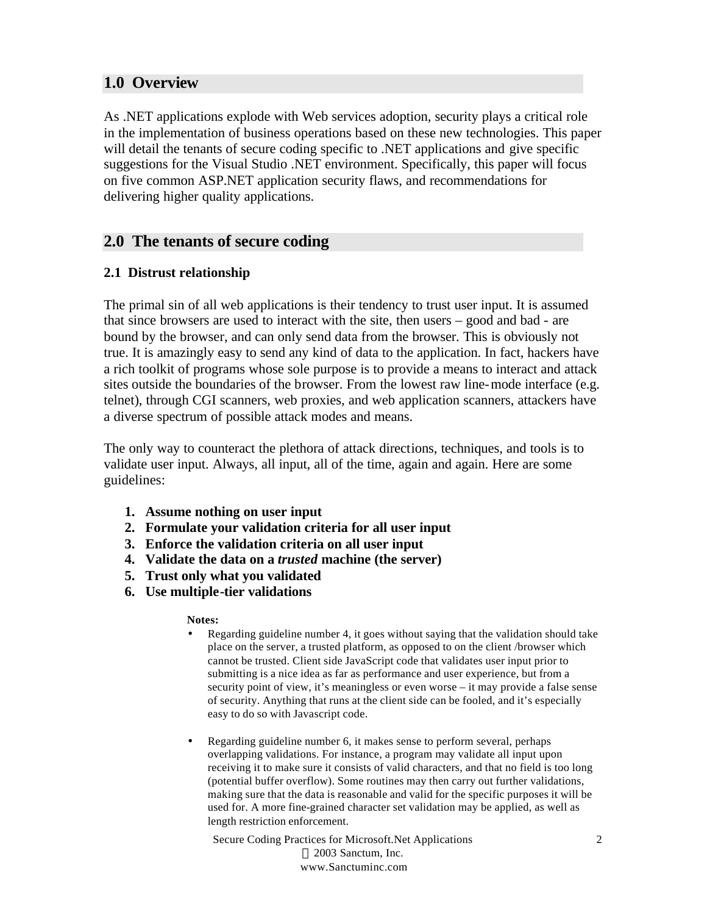## 1.0 Overview

As .NET applications explode with Web services adoption, security plays a critical role in the implementation of business operations based on these new technologies. This paper will detail the tenants of secure coding specific to .NET applications and give specific suggestions for the Visual Studio .NET environment. Specifically, this paper will focus on five common ASP.NET application security flaws, and recommendations for delivering higher quality applications.

## 2.0 The tenants of secure coding

### 2.1 Distrust relationship

The primal sin of all web applications is their tendency to trust user input. It is assumed that since browsers are used to interact with the site, then users – good and bad - are bound by the browser, and can only send data from the browser. This is obviously not true. It is amazingly easy to send any kind of data to the application. In fact, hackers have a rich toolkit of programs whose sole purpose is to provide a means to interact and attack sites outside the boundaries of the browser. From the lowest raw line-mode interface (e.g. telnet), through CGI scanners, web proxies, and web application scanners, attackers have a diverse spectrum of possible attack modes and means.

The only way to counteract the plethora of attack directions, techniques, and tools is to validate user input. Always, all input, all of the time, again and again. Here are some guidelines:

1. **Assume nothing on user input**
2. **Formulate your validation criteria for all user input**
3. **Enforce the validation criteria on all user input**
4. **Validate the data on a *trusted* machine (the server)**
5. **Trust only what you validated**
6. **Use multiple-tier validations**

**Notes:**

- Regarding guideline number 4, it goes without saying that the validation should take place on the server, a trusted platform, as opposed to on the client /browser which cannot be trusted. Client side JavaScript code that validates user input prior to submitting is a nice idea as far as performance and user experience, but from a security point of view, it's meaningless or even worse – it may provide a false sense of security. Anything that runs at the client side can be fooled, and it's especially easy to do so with Javascript code.

- Regarding guideline number 6, it makes sense to perform several, perhaps overlapping validations. For instance, a program may validate all input upon receiving it to make sure it consists of valid characters, and that no field is too long (potential buffer overflow). Some routines may then carry out further validations, making sure that the data is reasonable and valid for the specific purposes it will be used for. A more fine-grained character set validation may be applied, as well as length restriction enforcement.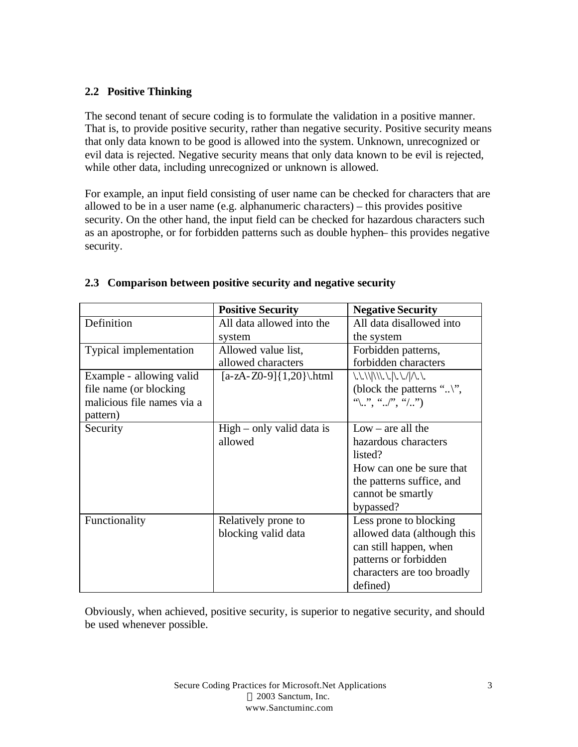## 2.2 Positive Thinking

The second tenant of secure coding is to formulate the validation in a positive manner. That is, to provide positive security, rather than negative security. Positive security means that only data known to be good is allowed into the system. Unknown, unrecognized or evil data is rejected. Negative security means that only data known to be evil is rejected, while other data, including unrecognized or unknown is allowed.

For example, an input field consisting of user name can be checked for characters that are allowed to be in a user name (e.g. alphanumeric characters) – this provides positive security. On the other hand, the input field can be checked for hazardous characters such as an apostrophe, or for forbidden patterns such as double hyphen– this provides negative security.

## 2.3 Comparison between positive security and negative security

| | **Positive Security** | **Negative Security** |
|---|---|---|
| Definition | All data allowed into the system | All data disallowed into the system |
| Typical implementation | Allowed value list, allowed characters | Forbidden patterns, forbidden characters |
| Example - allowing valid file name (or blocking malicious file names via a pattern) | [a-zA-Z0-9]{1,20}\.html | \.\.\\|\\\.\.|\.\./|/\.\. (block the patterns "..\", "\..", "../", "/..") |
| Security | High – only valid data is allowed | Low – are all the hazardous characters listed? How can one be sure that the patterns suffice, and cannot be smartly bypassed? |
| Functionality | Relatively prone to blocking valid data | Less prone to blocking allowed data (although this can still happen, when patterns or forbidden characters are too broadly defined) |

Obviously, when achieved, positive security, is superior to negative security, and should be used whenever possible.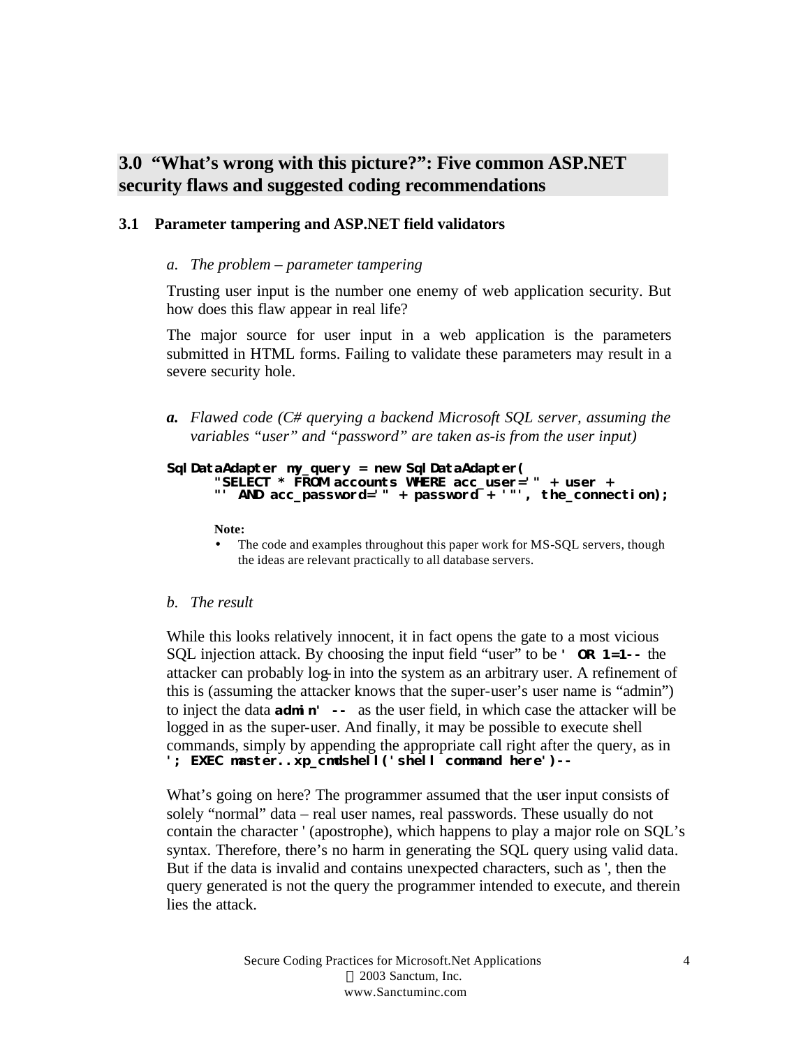## 3.0 "What's wrong with this picture?": Five common ASP.NET security flaws and suggested coding recommendations

### 3.1 Parameter tampering and ASP.NET field validators

*a. The problem – parameter tampering*

Trusting user input is the number one enemy of web application security. But how does this flaw appear in real life?

The major source for user input in a web application is the parameters submitted in HTML forms. Failing to validate these parameters may result in a severe security hole.

***a.*** *Flawed code (C# querying a backend Microsoft SQL server, assuming the variables "user" and "password" are taken as-is from the user input)*

```
SqlDataAdapter my_query = new SqlDataAdapter(
      "SELECT * FROM accounts WHERE acc_user='" + user +
      "' AND acc_password='" + password + '"', the_connection);
```

**Note:**

- The code and examples throughout this paper work for MS-SQL servers, though the ideas are relevant practically to all database servers.

*b. The result*

While this looks relatively innocent, it in fact opens the gate to a most vicious SQL injection attack. By choosing the input field "user" to be **`' OR 1=1--`** the attacker can probably log-in into the system as an arbitrary user. A refinement of this is (assuming the attacker knows that the super-user's user name is "admin") to inject the data **`admin' --`** as the user field, in which case the attacker will be logged in as the super-user. And finally, it may be possible to execute shell commands, simply by appending the appropriate call right after the query, as in **`'; EXEC master..xp_cmdshell('shell command here')--`**

What's going on here? The programmer assumed that the user input consists of solely "normal" data – real user names, real passwords. These usually do not contain the character ' (apostrophe), which happens to play a major role on SQL's syntax. Therefore, there's no harm in generating the SQL query using valid data. But if the data is invalid and contains unexpected characters, such as ', then the query generated is not the query the programmer intended to execute, and therein lies the attack.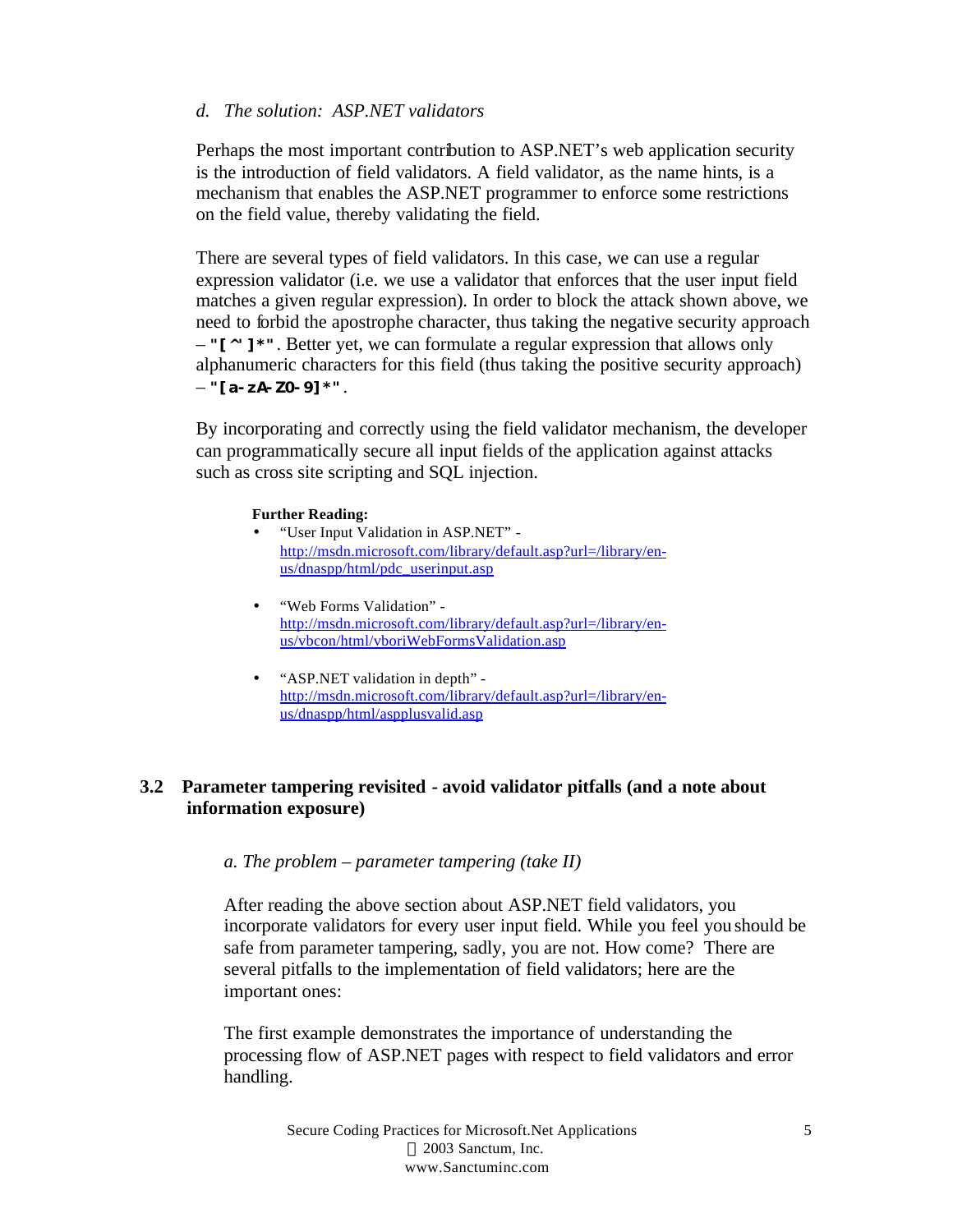*d. The solution: ASP.NET validators*

Perhaps the most important contribution to ASP.NET's web application security is the introduction of field validators. A field validator, as the name hints, is a mechanism that enables the ASP.NET programmer to enforce some restrictions on the field value, thereby validating the field.

There are several types of field validators. In this case, we can use a regular expression validator (i.e. we use a validator that enforces that the user input field matches a given regular expression). In order to block the attack shown above, we need to forbid the apostrophe character, thus taking the negative security approach – `"[^']*"`. Better yet, we can formulate a regular expression that allows only alphanumeric characters for this field (thus taking the positive security approach) – `"[a-zA-Z0-9]*"`.

By incorporating and correctly using the field validator mechanism, the developer can programmatically secure all input fields of the application against attacks such as cross site scripting and SQL injection.

**Further Reading:**

- "User Input Validation in ASP.NET" - http://msdn.microsoft.com/library/default.asp?url=/library/en-us/dnaspp/html/pdc_userinput.asp
- "Web Forms Validation" - http://msdn.microsoft.com/library/default.asp?url=/library/en-us/vbcon/html/vboriWebFormsValidation.asp
- "ASP.NET validation in depth" - http://msdn.microsoft.com/library/default.asp?url=/library/en-us/dnaspp/html/aspplusvalid.asp

## 3.2 Parameter tampering revisited - avoid validator pitfalls (and a note about information exposure)

*a. The problem – parameter tampering (take II)*

After reading the above section about ASP.NET field validators, you incorporate validators for every user input field. While you feel you should be safe from parameter tampering, sadly, you are not. How come? There are several pitfalls to the implementation of field validators; here are the important ones:

The first example demonstrates the importance of understanding the processing flow of ASP.NET pages with respect to field validators and error handling.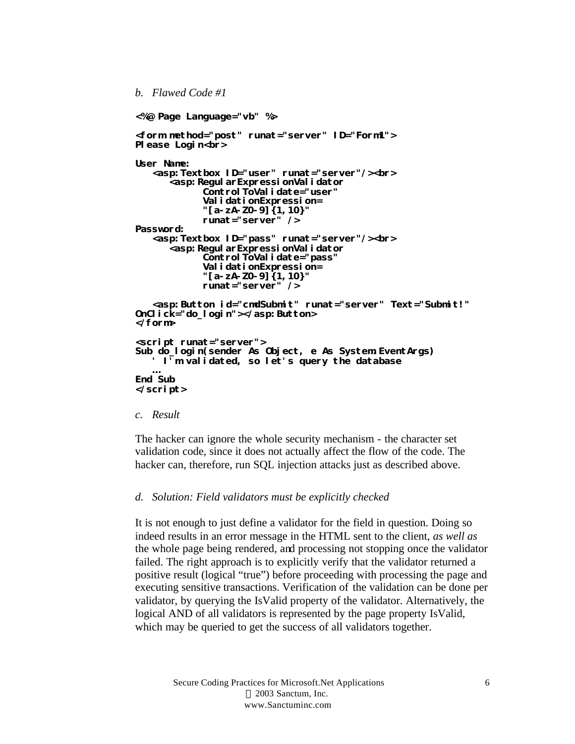*b. Flawed Code #1*

```
<%@ Page Language="vb" %>

<form method="post" runat="server" ID="Form1">
Please Login<br>

User Name:
    <asp:Textbox ID="user" runat="server"/><br>
       <asp:RegularExpressionValidator
             ControlToValidate="user"
             ValidationExpression=
             "[a-zA-Z0-9]{1,10}"
             runat="server" />
Password:
    <asp:Textbox ID="pass" runat="server"/><br>
       <asp:RegularExpressionValidator
             ControlToValidate="pass"
             ValidationExpression=
             "[a-zA-Z0-9]{1,10}"
             runat="server" />

    <asp:Button id="cmdSubmit" runat="server" Text="Submit!"
OnClick="do_login"></asp:Button>
</form>

<script runat="server">
Sub do_login(sender As Object, e As System.EventArgs)
    ' I'm validated, so let's query the database
    …
End Sub
</script>
```

*c. Result*

The hacker can ignore the whole security mechanism - the character set validation code, since it does not actually affect the flow of the code. The hacker can, therefore, run SQL injection attacks just as described above.

*d. Solution: Field validators must be explicitly checked*

It is not enough to just define a validator for the field in question. Doing so indeed results in an error message in the HTML sent to the client, *as well as* the whole page being rendered, and processing not stopping once the validator failed. The right approach is to explicitly verify that the validator returned a positive result (logical "true") before proceeding with processing the page and executing sensitive transactions. Verification of the validation can be done per validator, by querying the IsValid property of the validator. Alternatively, the logical AND of all validators is represented by the page property IsValid, which may be queried to get the success of all validators together.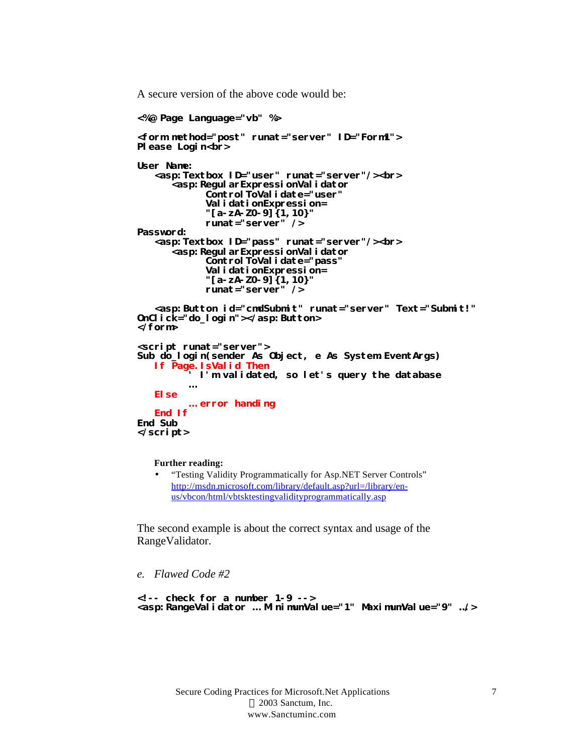A secure version of the above code would be:

```
<%@ Page Language="vb" %>

<form method="post" runat="server" ID="Form1">
Please Login<br>

User Name:
    <asp:Textbox ID="user" runat="server"/><br>
        <asp:RegularExpressionValidator
                ControlToValidate="user"
                ValidationExpression=
                "[a-zA-Z0-9]{1,10}"
                runat="server" />
Password:
    <asp:Textbox ID="pass" runat="server"/><br>
        <asp:RegularExpressionValidator
                ControlToValidate="pass"
                ValidationExpression=
                "[a-zA-Z0-9]{1,10}"
                runat="server" />

    <asp:Button id="cmdSubmit" runat="server" Text="Submit!"
OnClick="do_login"></asp:Button>
</form>

<script runat="server">
Sub do_login(sender As Object, e As System.EventArgs)
    If Page.IsValid Then
            ' I'm validated, so let's query the database
            ...
    Else
            ... error handing
    End If
End Sub
</script>
```

**Further reading:**

- "Testing Validity Programmatically for Asp.NET Server Controls" http://msdn.microsoft.com/library/default.asp?url=/library/en-us/vbcon/html/vbtsktestingvalidityprogrammatically.asp

The second example is about the correct syntax and usage of the RangeValidator.

*e. Flawed Code #2*

```
<!-- check for a number 1-9 -->
<asp:RangeValidator ... MinimumValue="1" MaximumValue="9" .../>
```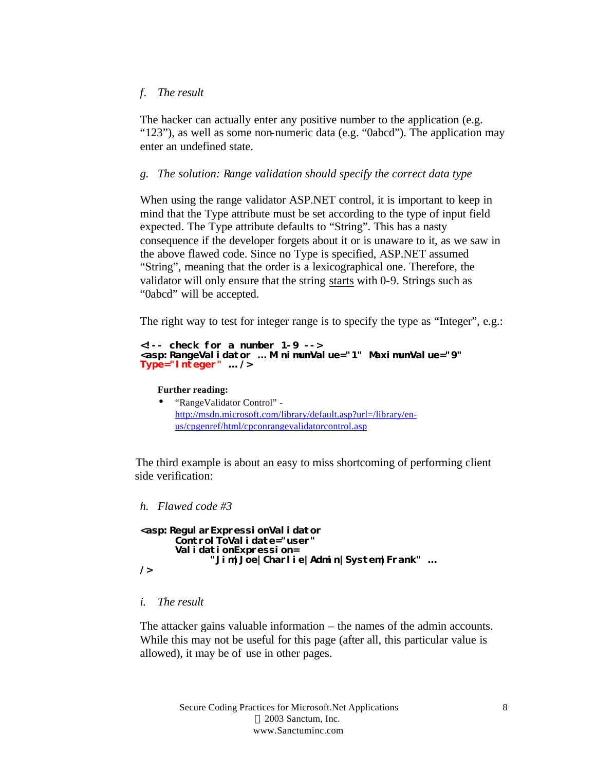*f. The result*

The hacker can actually enter any positive number to the application (e.g. "123"), as well as some non-numeric data (e.g. "0abcd"). The application may enter an undefined state.

*g. The solution: Range validation should specify the correct data type*

When using the range validator ASP.NET control, it is important to keep in mind that the Type attribute must be set according to the type of input field expected. The Type attribute defaults to "String". This has a nasty consequence if the developer forgets about it or is unaware to it, as we saw in the above flawed code. Since no Type is specified, ASP.NET assumed "String", meaning that the order is a lexicographical one. Therefore, the validator will only ensure that the string <u>starts</u> with 0-9. Strings such as "0abcd" will be accepted.

The right way to test for integer range is to specify the type as "Integer", e.g.:

```
<!-- check for a number 1-9 -->
<asp:RangeValidator … MinimumValue="1" MaximumValue="9"
Type="Integer" …/>
```

**Further reading:**

- "RangeValidator Control" - [http://msdn.microsoft.com/library/default.asp?url=/library/en-us/cpgenref/html/cpconrangevalidatorcontrol.asp](http://msdn.microsoft.com/library/default.asp?url=/library/en-us/cpgenref/html/cpconrangevalidatorcontrol.asp)

The third example is about an easy to miss shortcoming of performing client side verification:

*h. Flawed code #3*

```
<asp:RegularExpressionValidator
      ControlToValidate="user"
      ValidationExpression=
            "Jim|Joe|Charlie|Admin|System|Frank" …
/>
```

*i. The result*

The attacker gains valuable information – the names of the admin accounts. While this may not be useful for this page (after all, this particular value is allowed), it may be of use in other pages.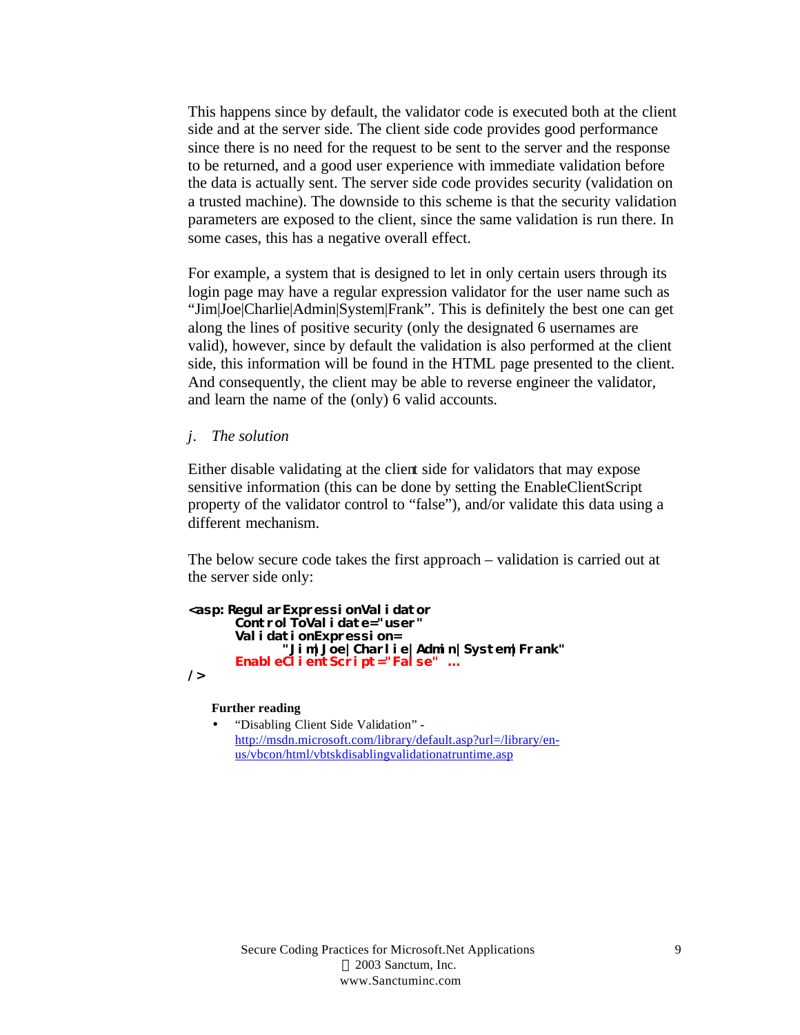This happens since by default, the validator code is executed both at the client side and at the server side. The client side code provides good performance since there is no need for the request to be sent to the server and the response to be returned, and a good user experience with immediate validation before the data is actually sent. The server side code provides security (validation on a trusted machine). The downside to this scheme is that the security validation parameters are exposed to the client, since the same validation is run there. In some cases, this has a negative overall effect.

For example, a system that is designed to let in only certain users through its login page may have a regular expression validator for the user name such as "Jim|Joe|Charlie|Admin|System|Frank". This is definitely the best one can get along the lines of positive security (only the designated 6 usernames are valid), however, since by default the validation is also performed at the client side, this information will be found in the HTML page presented to the client. And consequently, the client may be able to reverse engineer the validator, and learn the name of the (only) 6 valid accounts.

*j. The solution*

Either disable validating at the client side for validators that may expose sensitive information (this can be done by setting the EnableClientScript property of the validator control to "false"), and/or validate this data using a different mechanism.

The below secure code takes the first approach – validation is carried out at the server side only:

```
<asp:RegularExpressionValidator
      ControlToValidate="user"
      ValidationExpression=
            "Jim|Joe|Charlie|Admin|System|Frank"
      EnableClientScript="False" ...
/>
```

**Further reading**

- "Disabling Client Side Validation" - http://msdn.microsoft.com/library/default.asp?url=/library/en-us/vbcon/html/vbtskdisablingvalidationatruntime.asp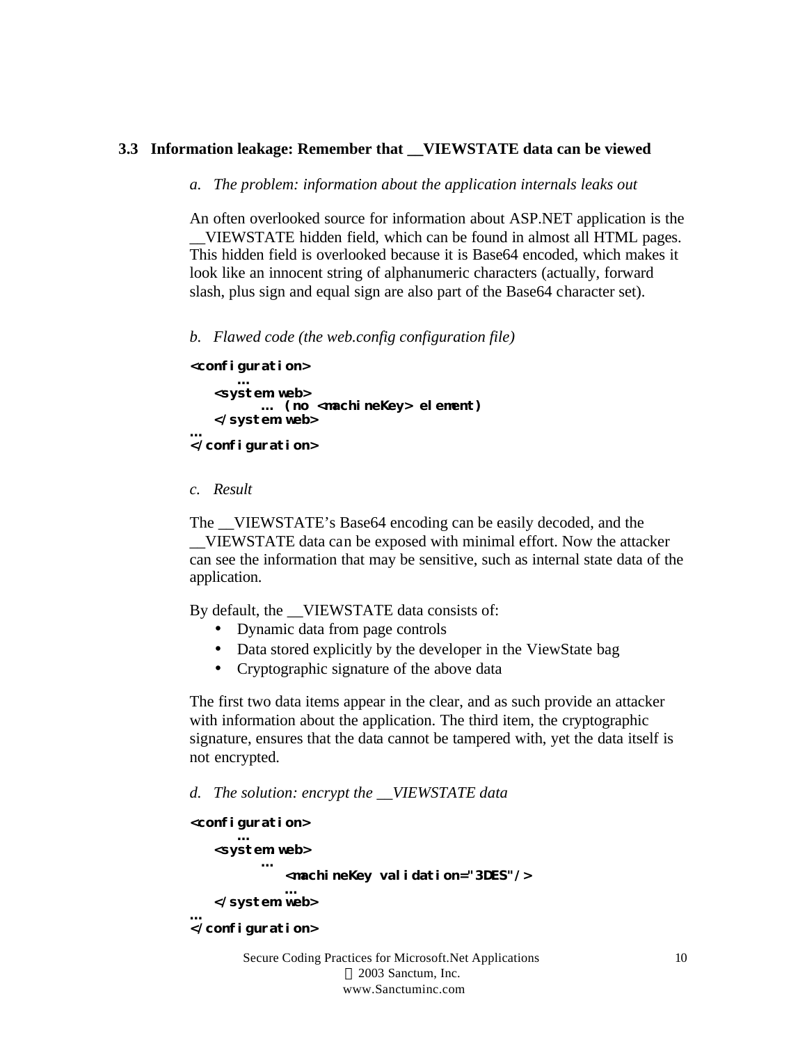### 3.3 Information leakage: Remember that __VIEWSTATE data can be viewed

*a. The problem: information about the application internals leaks out*

An often overlooked source for information about ASP.NET application is the __VIEWSTATE hidden field, which can be found in almost all HTML pages. This hidden field is overlooked because it is Base64 encoded, which makes it look like an innocent string of alphanumeric characters (actually, forward slash, plus sign and equal sign are also part of the Base64 character set).

*b. Flawed code (the web.config configuration file)*

```
<configuration>
      …
   <system.web>
         … (no <machineKey> element)
   </system.web>
…
</configuration>
```

*c. Result*

The __VIEWSTATE's Base64 encoding can be easily decoded, and the __VIEWSTATE data can be exposed with minimal effort. Now the attacker can see the information that may be sensitive, such as internal state data of the application.

By default, the __VIEWSTATE data consists of:

- Dynamic data from page controls
- Data stored explicitly by the developer in the ViewState bag
- Cryptographic signature of the above data

The first two data items appear in the clear, and as such provide an attacker with information about the application. The third item, the cryptographic signature, ensures that the data cannot be tampered with, yet the data itself is not encrypted.

*d. The solution: encrypt the __VIEWSTATE data*

```
<configuration>
      …
   <system.web>
         …
            <machineKey validation="3DES"/>
            …
   </system.web>
…
</configuration>
```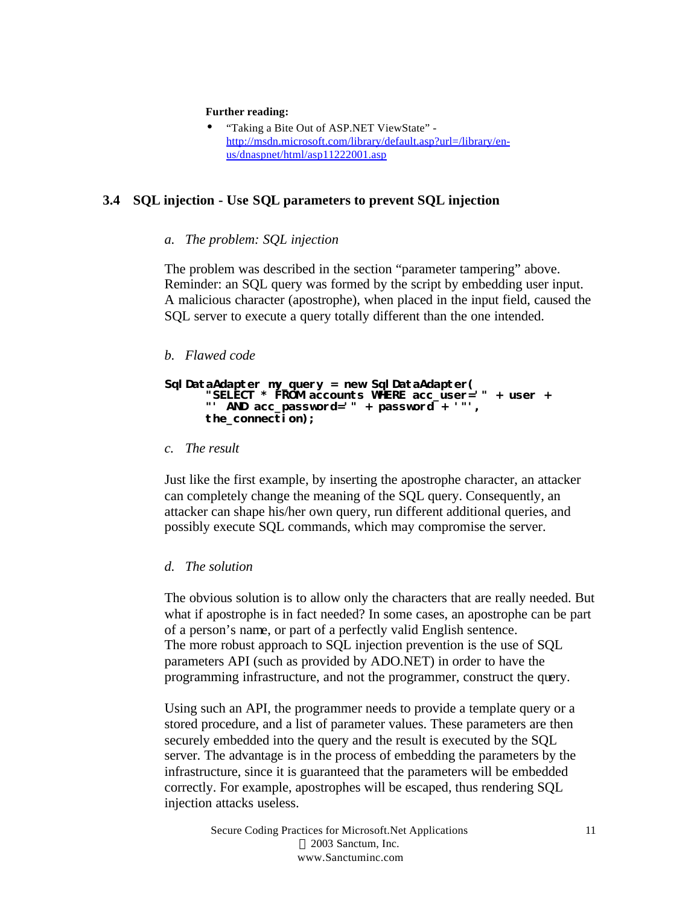**Further reading:**

- "Taking a Bite Out of ASP.NET ViewState" - http://msdn.microsoft.com/library/default.asp?url=/library/en-us/dnaspnet/html/asp11222001.asp

## 3.4 SQL injection - Use SQL parameters to prevent SQL injection

### a. *The problem: SQL injection*

The problem was described in the section "parameter tampering" above. Reminder: an SQL query was formed by the script by embedding user input. A malicious character (apostrophe), when placed in the input field, caused the SQL server to execute a query totally different than the one intended.

### b. *Flawed code*

```
SqlDataAdapter my_query = new SqlDataAdapter(
      "SELECT * FROM accounts WHERE acc_user='" + user +
      "' AND acc_password='" + password + '"',
      the_connection);
```

### c. *The result*

Just like the first example, by inserting the apostrophe character, an attacker can completely change the meaning of the SQL query. Consequently, an attacker can shape his/her own query, run different additional queries, and possibly execute SQL commands, which may compromise the server.

### d. *The solution*

The obvious solution is to allow only the characters that are really needed. But what if apostrophe is in fact needed? In some cases, an apostrophe can be part of a person's name, or part of a perfectly valid English sentence.
The more robust approach to SQL injection prevention is the use of SQL parameters API (such as provided by ADO.NET) in order to have the programming infrastructure, and not the programmer, construct the query.

Using such an API, the programmer needs to provide a template query or a stored procedure, and a list of parameter values. These parameters are then securely embedded into the query and the result is executed by the SQL server. The advantage is in the process of embedding the parameters by the infrastructure, since it is guaranteed that the parameters will be embedded correctly. For example, apostrophes will be escaped, thus rendering SQL injection attacks useless.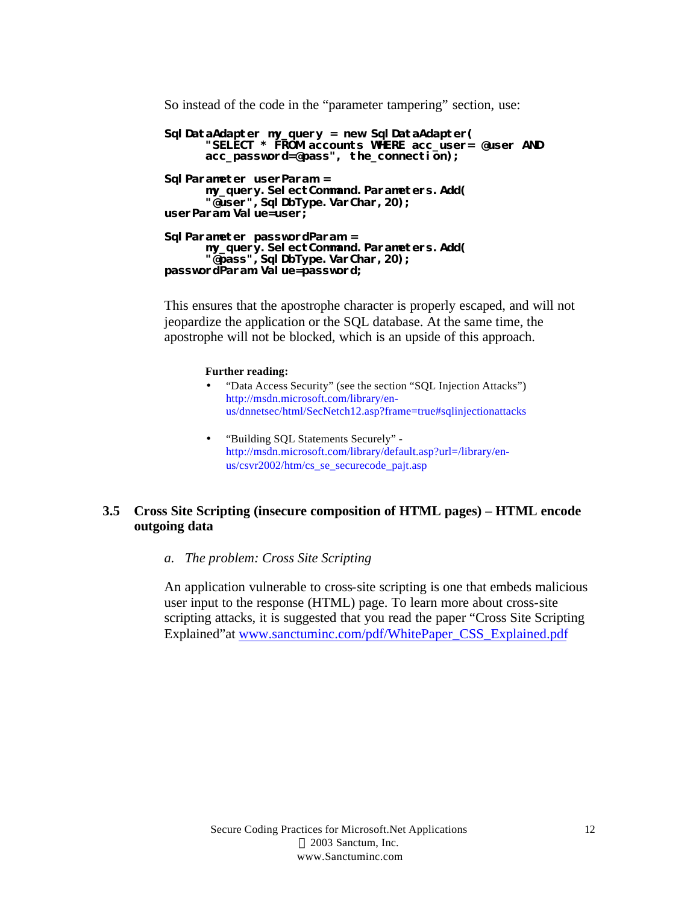So instead of the code in the "parameter tampering" section, use:

```
SqlDataAdapter my_query = new SqlDataAdapter(
      "SELECT * FROM accounts WHERE acc_user= @user AND
      acc_password=@pass", the_connection);

SqlParameter userParam =
      my_query.SelectCommand.Parameters.Add(
      "@user",SqlDbType.VarChar,20);
userParam.Value=user;

SqlParameter passwordParam =
      my_query.SelectCommand.Parameters.Add(
      "@pass",SqlDbType.VarChar,20);
passwordParam.Value=password;
```

This ensures that the apostrophe character is properly escaped, and will not jeopardize the application or the SQL database. At the same time, the apostrophe will not be blocked, which is an upside of this approach.

**Further reading:**

- "Data Access Security" (see the section "SQL Injection Attacks") http://msdn.microsoft.com/library/en-us/dnnetsec/html/SecNetch12.asp?frame=true#sqlinjectionattacks
- "Building SQL Statements Securely" - http://msdn.microsoft.com/library/default.asp?url=/library/en-us/csvr2002/htm/cs_se_securecode_pajt.asp

### 3.5 Cross Site Scripting (insecure composition of HTML pages) – HTML encode outgoing data

*a. The problem: Cross Site Scripting*

An application vulnerable to cross-site scripting is one that embeds malicious user input to the response (HTML) page. To learn more about cross-site scripting attacks, it is suggested that you read the paper "Cross Site Scripting Explained"at www.sanctuminc.com/pdf/WhitePaper_CSS_Explained.pdf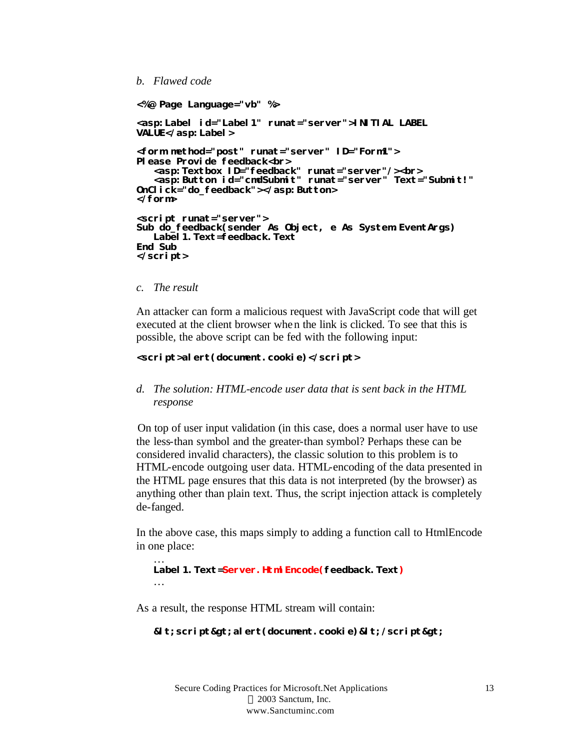*b. Flawed code*

```
<%@ Page Language="vb" %>

<asp:Label id="Label1" runat="server">INITIAL LABEL
VALUE</asp:Label>

<form method="post" runat="server" ID="Form1">
Please Provide feedback<br>
   <asp:Textbox ID="feedback" runat="server"/><br>
   <asp:Button id="cmdSubmit" runat="server" Text="Submit!"
OnClick="do_feedback"></asp:Button>
</form>

<script runat="server">
Sub do_feedback(sender As Object, e As System.EventArgs)
   Label1.Text=feedback.Text
End Sub
</script>
```

*c. The result*

An attacker can form a malicious request with JavaScript code that will get executed at the client browser when the link is clicked. To see that this is possible, the above script can be fed with the following input:

```
<script>alert(document.cookie)</script>
```

*d. The solution: HTML-encode user data that is sent back in the HTML response*

On top of user input validation (in this case, does a normal user have to use the less-than symbol and the greater-than symbol? Perhaps these can be considered invalid characters), the classic solution to this problem is to HTML-encode outgoing user data. HTML-encoding of the data presented in the HTML page ensures that this data is not interpreted (by the browser) as anything other than plain text. Thus, the script injection attack is completely de-fanged.

In the above case, this maps simply to adding a function call to HtmlEncode in one place:

```
…
Label1.Text=Server.HtmlEncode(feedback.Text)
…
```

As a result, the response HTML stream will contain:

```
&lt;script&gt;alert(document.cookie)&lt;/script&gt;
```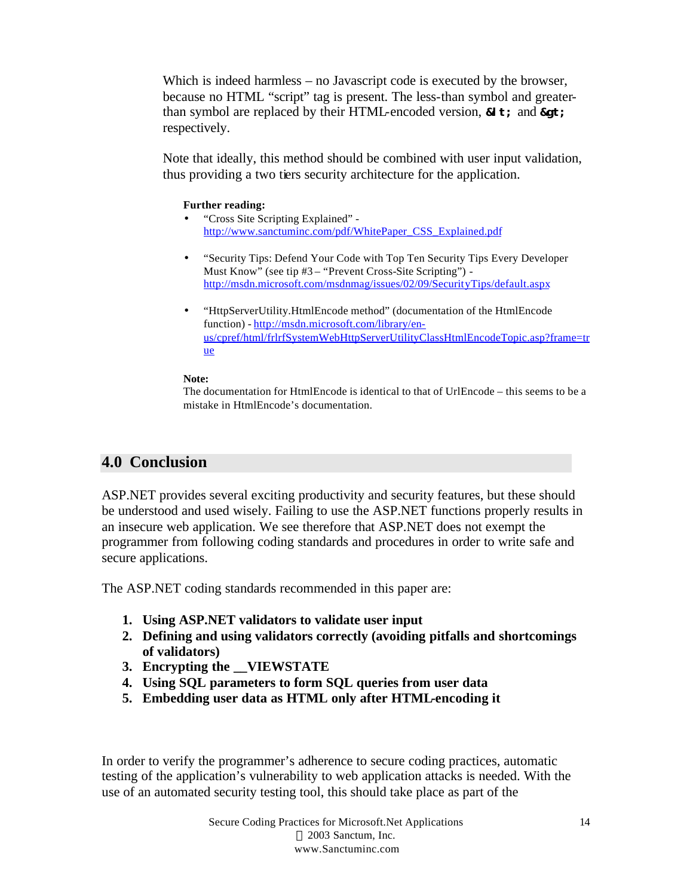Which is indeed harmless – no Javascript code is executed by the browser, because no HTML "script" tag is present. The less-than symbol and greater-than symbol are replaced by their HTML-encoded version, **&lt;** and **&gt;** respectively.

Note that ideally, this method should be combined with user input validation, thus providing a two tiers security architecture for the application.

**Further reading:**

- "Cross Site Scripting Explained" - http://www.sanctuminc.com/pdf/WhitePaper_CSS_Explained.pdf
- "Security Tips: Defend Your Code with Top Ten Security Tips Every Developer Must Know" (see tip #3 – "Prevent Cross-Site Scripting") - http://msdn.microsoft.com/msdnmag/issues/02/09/SecurityTips/default.aspx
- "HttpServerUtility.HtmlEncode method" (documentation of the HtmlEncode function) - http://msdn.microsoft.com/library/en-us/cpref/html/frlrfSystemWebHttpServerUtilityClassHtmlEncodeTopic.asp?frame=true

**Note:**
The documentation for HtmlEncode is identical to that of UrlEncode – this seems to be a mistake in HtmlEncode's documentation.

## 4.0 Conclusion

ASP.NET provides several exciting productivity and security features, but these should be understood and used wisely. Failing to use the ASP.NET functions properly results in an insecure web application. We see therefore that ASP.NET does not exempt the programmer from following coding standards and procedures in order to write safe and secure applications.

The ASP.NET coding standards recommended in this paper are:

1. **Using ASP.NET validators to validate user input**
2. **Defining and using validators correctly (avoiding pitfalls and shortcomings of validators)**
3. **Encrypting the __VIEWSTATE**
4. **Using SQL parameters to form SQL queries from user data**
5. **Embedding user data as HTML only after HTML-encoding it**

In order to verify the programmer's adherence to secure coding practices, automatic testing of the application's vulnerability to web application attacks is needed. With the use of an automated security testing tool, this should take place as part of the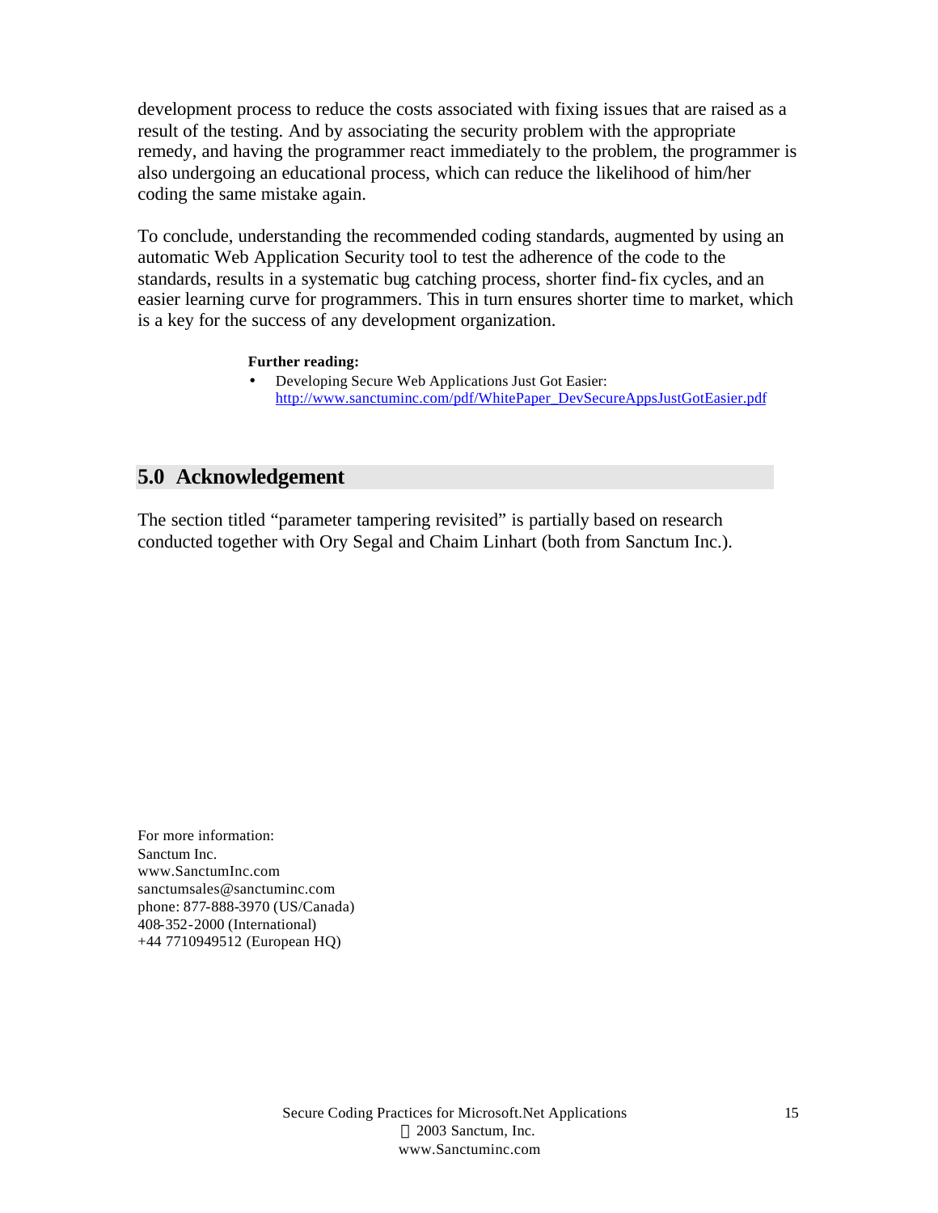development process to reduce the costs associated with fixing issues that are raised as a result of the testing. And by associating the security problem with the appropriate remedy, and having the programmer react immediately to the problem, the programmer is also undergoing an educational process, which can reduce the likelihood of him/her coding the same mistake again.

To conclude, understanding the recommended coding standards, augmented by using an automatic Web Application Security tool to test the adherence of the code to the standards, results in a systematic bug catching process, shorter find-fix cycles, and an easier learning curve for programmers. This in turn ensures shorter time to market, which is a key for the success of any development organization.

**Further reading:**

- Developing Secure Web Applications Just Got Easier: http://www.sanctuminc.com/pdf/WhitePaper_DevSecureAppsJustGotEasier.pdf

## 5.0 Acknowledgement

The section titled "parameter tampering revisited" is partially based on research conducted together with Ory Segal and Chaim Linhart (both from Sanctum Inc.).

For more information:
Sanctum Inc.
www.SanctumInc.com
sanctumsales@sanctuminc.com
phone: 877-888-3970 (US/Canada)
408-352-2000 (International)
+44 7710949512 (European HQ)